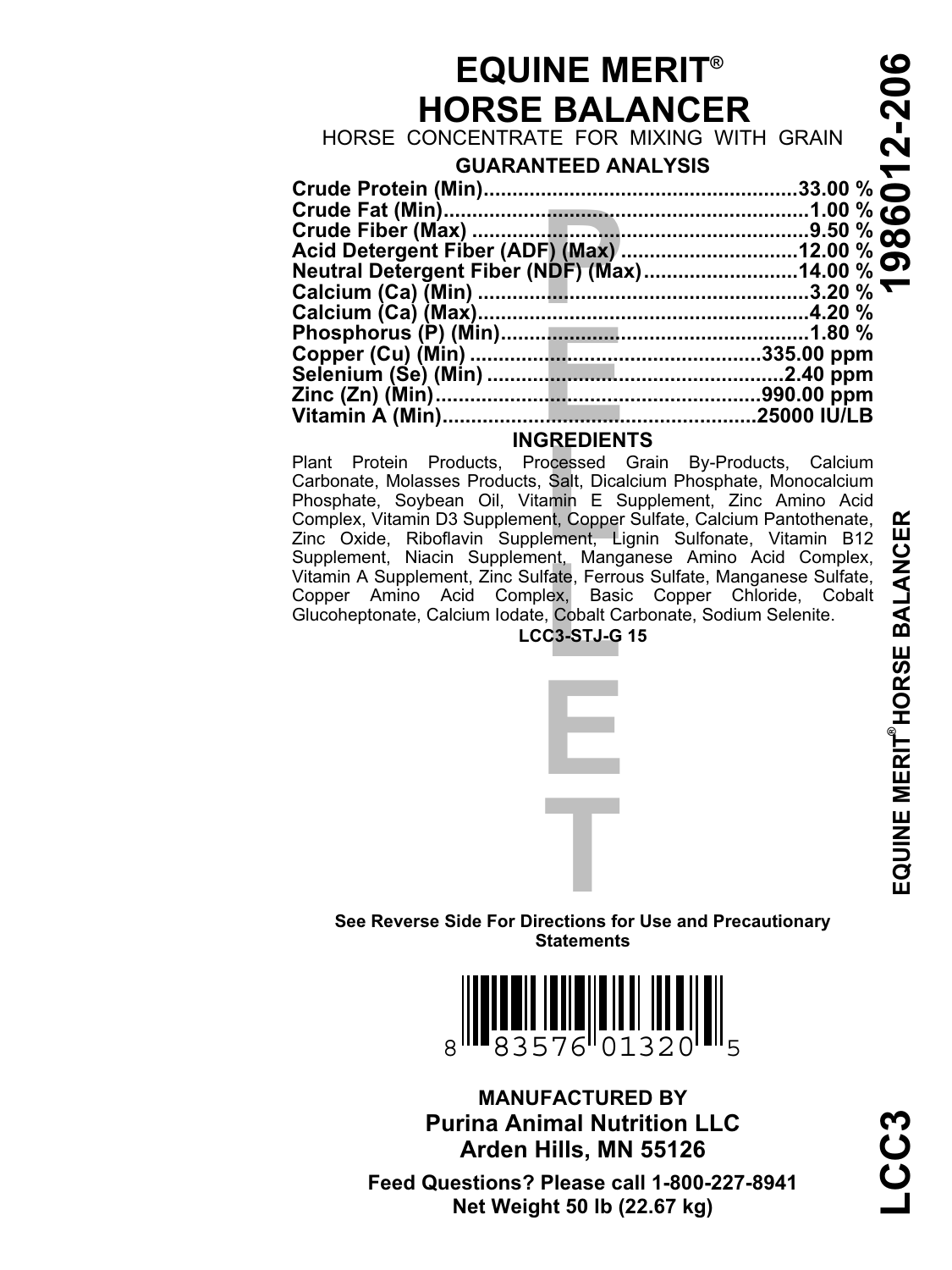# EQUINE MERIT®

# HORSE BALANCER

HORSE CONCENTRATE FOR MIXING WITH GRAIN

## GUARANTEED ANALYSIS

| Nutrient | Amount |
| --- | --- |
| Crude Protein (Min) | 33.00 % |
| Crude Fat (Min) | 1.00 % |
| Crude Fiber (Max) | 9.50 % |
| Acid Detergent Fiber (ADF) (Max) | 12.00 % |
| Neutral Detergent Fiber (NDF) (Max) | 14.00 % |
| Calcium (Ca) (Min) | 3.20 % |
| Calcium (Ca) (Max) | 4.20 % |
| Phosphorus (P) (Min) | 1.80 % |
| Copper (Cu) (Min) | 335.00 ppm |
| Selenium (Se) (Min) | 2.40 ppm |
| Zinc (Zn) (Min) | 990.00 ppm |
| Vitamin A (Min) | 25000 IU/LB |

## INGREDIENTS

Plant Protein Products, Processed Grain By-Products, Calcium Carbonate, Molasses Products, Salt, Dicalcium Phosphate, Monocalcium Phosphate, Soybean Oil, Vitamin E Supplement, Zinc Amino Acid Complex, Vitamin D3 Supplement, Copper Sulfate, Calcium Pantothenate, Zinc Oxide, Riboflavin Supplement, Lignin Sulfonate, Vitamin B12 Supplement, Niacin Supplement, Manganese Amino Acid Complex, Vitamin A Supplement, Zinc Sulfate, Ferrous Sulfate, Manganese Sulfate, Copper Amino Acid Complex, Basic Copper Chloride, Cobalt Glucoheptonate, Calcium Iodate, Cobalt Carbonate, Sodium Selenite.

**LCC3-STJ-G 15**

PELLET

**See Reverse Side For Directions for Use and Precautionary Statements**

8 83576 01320 5

**MANUFACTURED BY**

**Purina Animal Nutrition LLC**

**Arden Hills, MN 55126**

**Feed Questions? Please call 1-800-227-8941**

**Net Weight 50 lb (22.67 kg)**

**1986012-206**

**EQUINE MERIT® HORSE BALANCER**

**LCC3**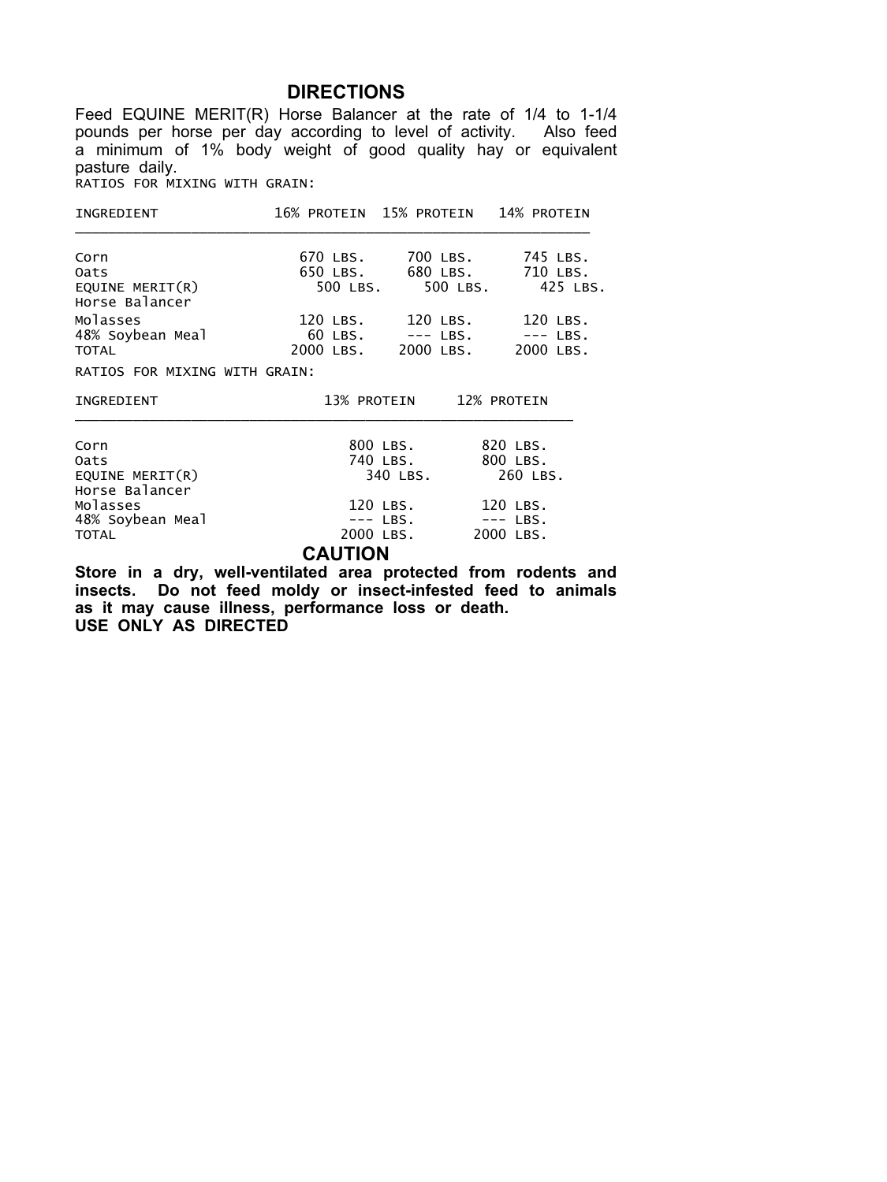## DIRECTIONS

Feed EQUINE MERIT(R) Horse Balancer at the rate of 1/4 to 1-1/4 pounds per horse per day according to level of activity. Also feed a minimum of 1% body weight of good quality hay or equivalent pasture daily.

RATIOS FOR MIXING WITH GRAIN:

| INGREDIENT | 16% PROTEIN | 15% PROTEIN | 14% PROTEIN |
|---|---|---|---|
| Corn | 670 LBS. | 700 LBS. | 745 LBS. |
| Oats | 650 LBS. | 680 LBS. | 710 LBS. |
| EQUINE MERIT(R) Horse Balancer | 500 LBS. | 500 LBS. | 425 LBS. |
| Molasses | 120 LBS. | 120 LBS. | 120 LBS. |
| 48% Soybean Meal | 60 LBS. | --- LBS. | --- LBS. |
| TOTAL | 2000 LBS. | 2000 LBS. | 2000 LBS. |

RATIOS FOR MIXING WITH GRAIN:

| INGREDIENT | 13% PROTEIN | 12% PROTEIN |
|---|---|---|
| Corn | 800 LBS. | 820 LBS. |
| Oats | 740 LBS. | 800 LBS. |
| EQUINE MERIT(R) Horse Balancer | 340 LBS. | 260 LBS. |
| Molasses | 120 LBS. | 120 LBS. |
| 48% Soybean Meal | --- LBS. | --- LBS. |
| TOTAL | 2000 LBS. | 2000 LBS. |

## CAUTION

**Store in a dry, well-ventilated area protected from rodents and insects. Do not feed moldy or insect-infested feed to animals as it may cause illness, performance loss or death.**

**USE ONLY AS DIRECTED**